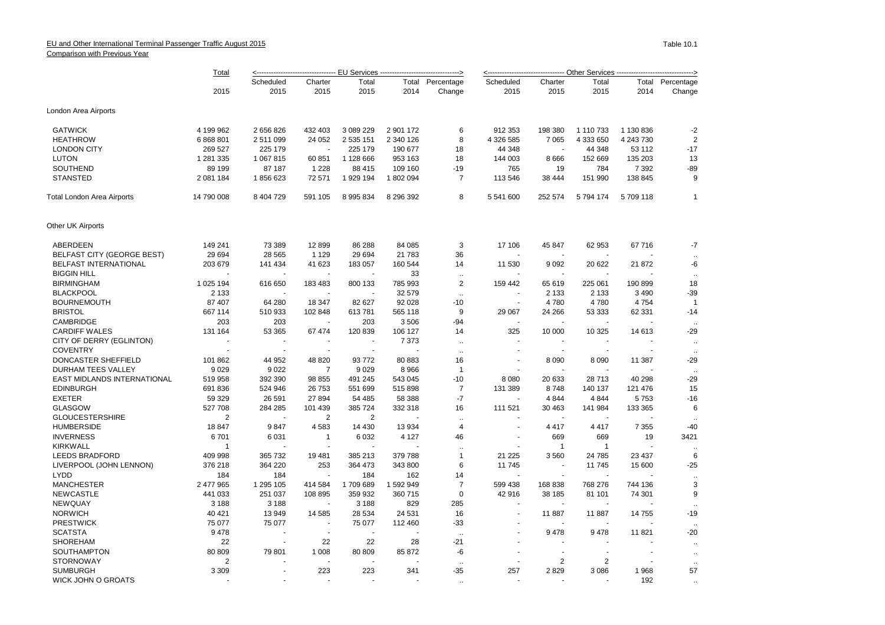EU and Other International Terminal Passenger Traffic August 2015

Comparison with Previous Year

Table 10.1

| | Total | <---------- EU Services | | | | ----------> | <---------- Other Services | | | | ----------> |
|---|---|---|---|---|---|---|---|---|---|---|---|
| | 2015 | Scheduled 2015 | Charter 2015 | Total 2015 | Total 2014 | Percentage Change | Scheduled 2015 | Charter 2015 | Total 2015 | Total 2014 | Percentage Change |
| **London Area Airports** | | | | | | | | | | | |
| GATWICK | 4 199 962 | 2 656 826 | 432 403 | 3 089 229 | 2 901 172 | 6 | 912 353 | 198 380 | 1 110 733 | 1 130 836 | -2 |
| HEATHROW | 6 868 801 | 2 511 099 | 24 052 | 2 535 151 | 2 340 126 | 8 | 4 326 585 | 7 065 | 4 333 650 | 4 243 730 | 2 |
| LONDON CITY | 269 527 | 225 179 | - | 225 179 | 190 677 | 18 | 44 348 | - | 44 348 | 53 112 | -17 |
| LUTON | 1 281 335 | 1 067 815 | 60 851 | 1 128 666 | 953 163 | 18 | 144 003 | 8 666 | 152 669 | 135 203 | 13 |
| SOUTHEND | 89 199 | 87 187 | 1 228 | 88 415 | 109 160 | -19 | 765 | 19 | 784 | 7 392 | -89 |
| STANSTED | 2 081 184 | 1 856 623 | 72 571 | 1 929 194 | 1 802 094 | 7 | 113 546 | 38 444 | 151 990 | 138 845 | 9 |
| **Total London Area Airports** | 14 790 008 | 8 404 729 | 591 105 | 8 995 834 | 8 296 392 | 8 | 5 541 600 | 252 574 | 5 794 174 | 5 709 118 | 1 |
| **Other UK Airports** | | | | | | | | | | | |
| ABERDEEN | 149 241 | 73 389 | 12 899 | 86 288 | 84 085 | 3 | 17 106 | 45 847 | 62 953 | 67 716 | -7 |
| BELFAST CITY (GEORGE BEST) | 29 694 | 28 565 | 1 129 | 29 694 | 21 783 | 36 | - | - | - | - | .. |
| BELFAST INTERNATIONAL | 203 679 | 141 434 | 41 623 | 183 057 | 160 544 | 14 | 11 530 | 9 092 | 20 622 | 21 872 | -6 |
| BIGGIN HILL | - | - | - | - | 33 | .. | - | - | - | - | .. |
| BIRMINGHAM | 1 025 194 | 616 650 | 183 483 | 800 133 | 785 993 | 2 | 159 442 | 65 619 | 225 061 | 190 899 | 18 |
| BLACKPOOL | 2 133 | - | - | - | 32 579 | .. | - | 2 133 | 2 133 | 3 490 | -39 |
| BOURNEMOUTH | 87 407 | 64 280 | 18 347 | 82 627 | 92 028 | -10 | - | 4 780 | 4 780 | 4 754 | 1 |
| BRISTOL | 667 114 | 510 933 | 102 848 | 613 781 | 565 118 | 9 | 29 067 | 24 266 | 53 333 | 62 331 | -14 |
| CAMBRIDGE | 203 | 203 | - | 203 | 3 506 | -94 | - | - | - | - | .. |
| CARDIFF WALES | 131 164 | 53 365 | 67 474 | 120 839 | 106 127 | 14 | 325 | 10 000 | 10 325 | 14 613 | -29 |
| CITY OF DERRY (EGLINTON) | - | - | - | - | 7 373 | .. | - | - | - | - | .. |
| COVENTRY | - | - | - | - | - | .. | - | - | - | - | .. |
| DONCASTER SHEFFIELD | 101 862 | 44 952 | 48 820 | 93 772 | 80 883 | 16 | - | 8 090 | 8 090 | 11 387 | -29 |
| DURHAM TEES VALLEY | 9 029 | 9 022 | 7 | 9 029 | 8 966 | 1 | - | - | - | - | .. |
| EAST MIDLANDS INTERNATIONAL | 519 958 | 392 390 | 98 855 | 491 245 | 543 045 | -10 | 8 080 | 20 633 | 28 713 | 40 298 | -29 |
| EDINBURGH | 691 836 | 524 946 | 26 753 | 551 699 | 515 898 | 7 | 131 389 | 8 748 | 140 137 | 121 476 | 15 |
| EXETER | 59 329 | 26 591 | 27 894 | 54 485 | 58 388 | -7 | - | 4 844 | 4 844 | 5 753 | -16 |
| GLASGOW | 527 708 | 284 285 | 101 439 | 385 724 | 332 318 | 16 | 111 521 | 30 463 | 141 984 | 133 365 | 6 |
| GLOUCESTERSHIRE | 2 | - | 2 | 2 | - | .. | - | - | - | - | .. |
| HUMBERSIDE | 18 847 | 9 847 | 4 583 | 14 430 | 13 934 | 4 | - | 4 417 | 4 417 | 7 355 | -40 |
| INVERNESS | 6 701 | 6 031 | 1 | 6 032 | 4 127 | 46 | - | 669 | 669 | 19 | 3421 |
| KIRKWALL | 1 | - | - | - | - | .. | - | 1 | 1 | - | .. |
| LEEDS BRADFORD | 409 998 | 365 732 | 19 481 | 385 213 | 379 788 | 1 | 21 225 | 3 560 | 24 785 | 23 437 | 6 |
| LIVERPOOL (JOHN LENNON) | 376 218 | 364 220 | 253 | 364 473 | 343 800 | 6 | 11 745 | - | 11 745 | 15 600 | -25 |
| LYDD | 184 | 184 | - | 184 | 162 | 14 | - | - | - | - | .. |
| MANCHESTER | 2 477 965 | 1 295 105 | 414 584 | 1 709 689 | 1 592 949 | 7 | 599 438 | 168 838 | 768 276 | 744 136 | 3 |
| NEWCASTLE | 441 033 | 251 037 | 108 895 | 359 932 | 360 715 | 0 | 42 916 | 38 185 | 81 101 | 74 301 | 9 |
| NEWQUAY | 3 188 | 3 188 | - | 3 188 | 829 | 285 | - | - | - | - | .. |
| NORWICH | 40 421 | 13 949 | 14 585 | 28 534 | 24 531 | 16 | - | 11 887 | 11 887 | 14 755 | -19 |
| PRESTWICK | 75 077 | 75 077 | - | 75 077 | 112 460 | -33 | - | - | - | - | .. |
| SCATSTA | 9 478 | - | - | - | - | .. | - | 9 478 | 9 478 | 11 821 | -20 |
| SHOREHAM | 22 | - | 22 | 22 | 28 | -21 | - | - | - | - | .. |
| SOUTHAMPTON | 80 809 | 79 801 | 1 008 | 80 809 | 85 872 | -6 | - | - | - | - | .. |
| STORNOWAY | 2 | - | - | - | - | .. | - | 2 | 2 | - | .. |
| SUMBURGH | 3 309 | - | 223 | 223 | 341 | -35 | 257 | 2 829 | 3 086 | 1 968 | 57 |
| WICK JOHN O GROATS | - | - | - | - | - | .. | - | - | - | 192 | .. |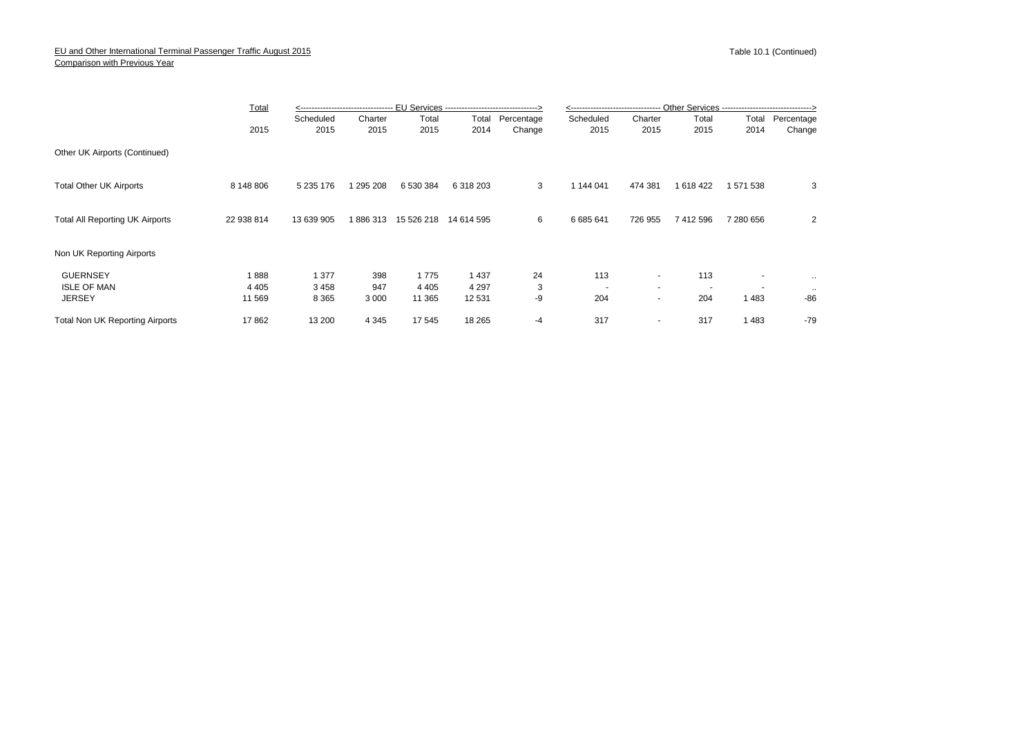EU and Other International Terminal Passenger Traffic August 2015

Comparison with Previous Year

Table 10.1 (Continued)

| | Total | EU Services | | | | | Other Services | | | | |
|---|---|---|---|---|---|---|---|---|---|---|---|
| | 2015 | Scheduled 2015 | Charter 2015 | Total 2015 | Total 2014 | Percentage Change | Scheduled 2015 | Charter 2015 | Total 2015 | Total 2014 | Percentage Change |
| Other UK Airports (Continued) | | | | | | | | | | | |
| Total Other UK Airports | 8 148 806 | 5 235 176 | 1 295 208 | 6 530 384 | 6 318 203 | 3 | 1 144 041 | 474 381 | 1 618 422 | 1 571 538 | 3 |
| Total All Reporting UK Airports | 22 938 814 | 13 639 905 | 1 886 313 | 15 526 218 | 14 614 595 | 6 | 6 685 641 | 726 955 | 7 412 596 | 7 280 656 | 2 |
| Non UK Reporting Airports | | | | | | | | | | | |
| GUERNSEY | 1 888 | 1 377 | 398 | 1 775 | 1 437 | 24 | 113 | - | 113 | - | .. |
| ISLE OF MAN | 4 405 | 3 458 | 947 | 4 405 | 4 297 | 3 | - | - | - | - | .. |
| JERSEY | 11 569 | 8 365 | 3 000 | 11 365 | 12 531 | -9 | 204 | - | 204 | 1 483 | -86 |
| Total Non UK Reporting Airports | 17 862 | 13 200 | 4 345 | 17 545 | 18 265 | -4 | 317 | - | 317 | 1 483 | -79 |